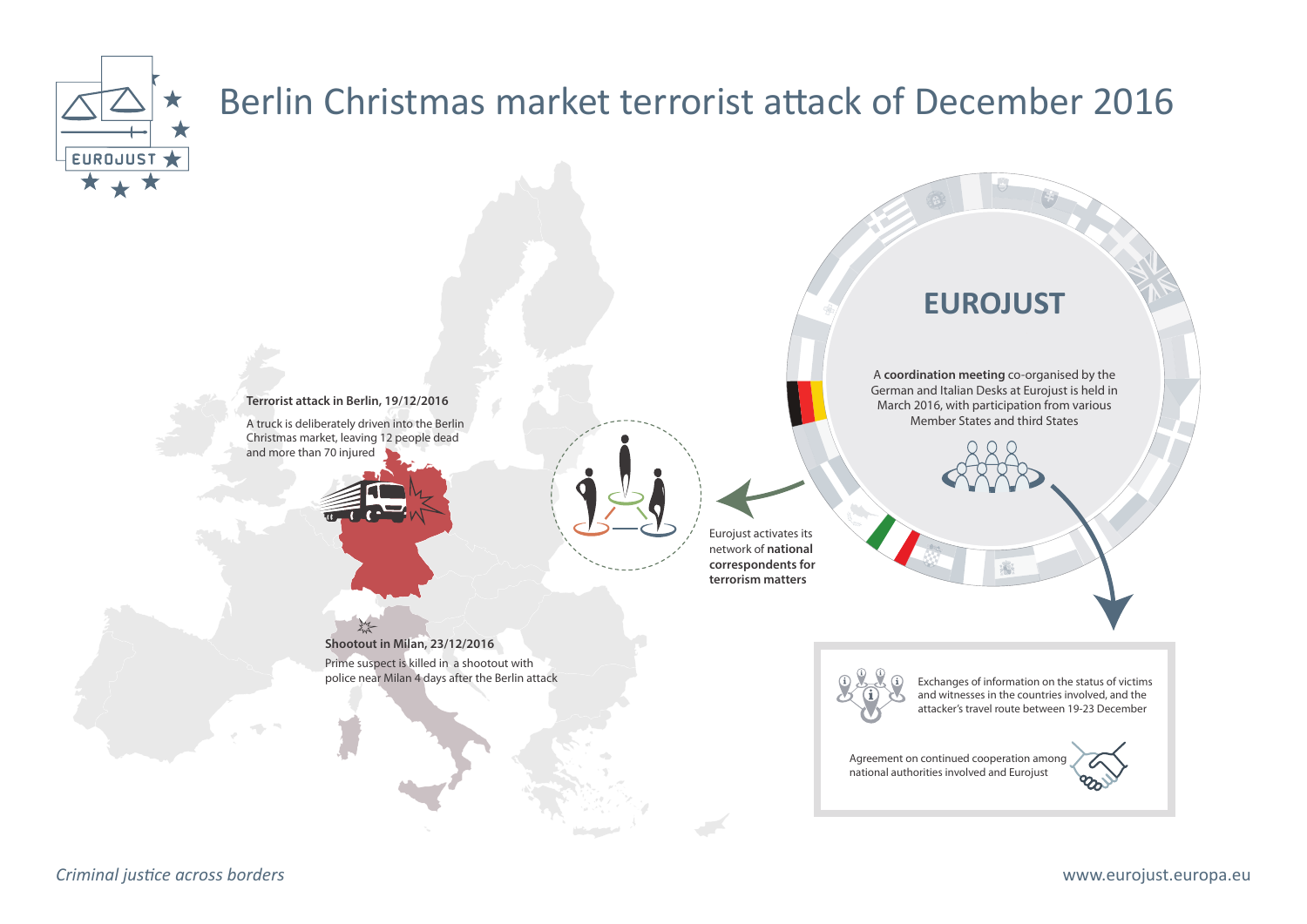# Berlin Christmas market terrorist attack of December 2016

**Terrorist attack in Berlin, 19/12/2016**

A truck is deliberately driven into the Berlin Christmas market, leaving 12 people dead and more than 70 injured

**Shootout in Milan, 23/12/2016**

Prime suspect is killed in a shootout with police near Milan 4 days after the Berlin attack

Eurojust activates its network of **national correspondents for terrorism matters**

## EUROJUST

A **coordination meeting** co-organised by the German and Italian Desks at Eurojust is held in March 2016, with participation from various Member States and third States

Exchanges of information on the status of victims and witnesses in the countries involved, and the attacker's travel route between 19-23 December

Agreement on continued cooperation among national authorities involved and Eurojust

*Criminal justice across borders*

www.eurojust.europa.eu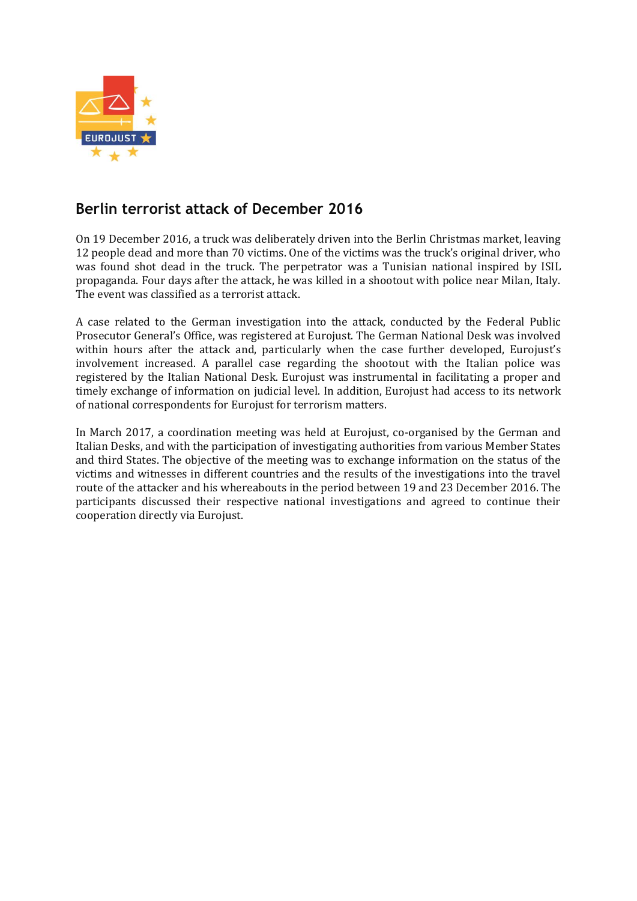## Berlin terrorist attack of December 2016

On 19 December 2016, a truck was deliberately driven into the Berlin Christmas market, leaving 12 people dead and more than 70 victims. One of the victims was the truck's original driver, who was found shot dead in the truck. The perpetrator was a Tunisian national inspired by ISIL propaganda. Four days after the attack, he was killed in a shootout with police near Milan, Italy. The event was classified as a terrorist attack.

A case related to the German investigation into the attack, conducted by the Federal Public Prosecutor General's Office, was registered at Eurojust. The German National Desk was involved within hours after the attack and, particularly when the case further developed, Eurojust's involvement increased. A parallel case regarding the shootout with the Italian police was registered by the Italian National Desk. Eurojust was instrumental in facilitating a proper and timely exchange of information on judicial level. In addition, Eurojust had access to its network of national correspondents for Eurojust for terrorism matters.

In March 2017, a coordination meeting was held at Eurojust, co-organised by the German and Italian Desks, and with the participation of investigating authorities from various Member States and third States. The objective of the meeting was to exchange information on the status of the victims and witnesses in different countries and the results of the investigations into the travel route of the attacker and his whereabouts in the period between 19 and 23 December 2016. The participants discussed their respective national investigations and agreed to continue their cooperation directly via Eurojust.